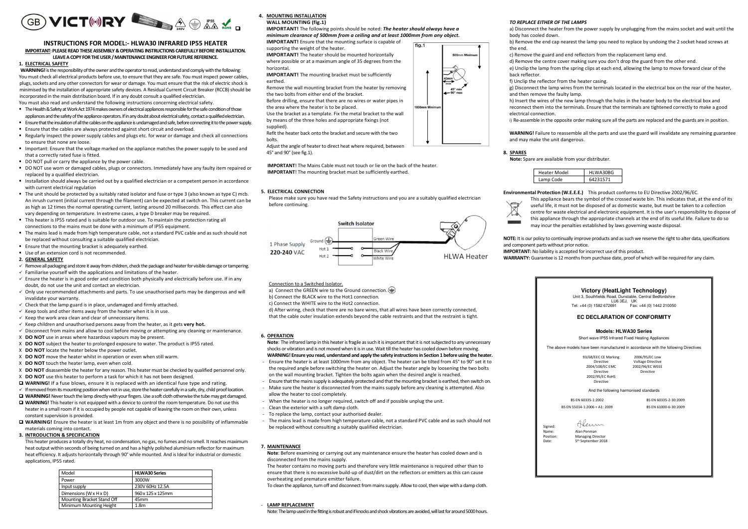GB VICTORY

# INSTRUCTIONS FOR MODEL:- HLWA30 INFRARED IP55 HEATER

**IMPORTANT: PLEASE READ THESE ASSEMBLY & OPERATING INSTRUCTIONS CAREFULLY BEFORE INSTALLATION. LEAVE A COPY FOR THE USER / MAINTENANCE ENGINEER FOR FUTURE REFERENCE.**

## 1. ELECTRICAL SAFETY

**WARNING!** is the responsibility of the owner and the operator to read, understand and comply with the following: You must check all electrical products before use, to ensure that they are safe. You must inspect power cables, plugs, sockets and any other connectors for wear or damage. You must ensure that the risk of electric shock is minimised by the installation of appropriate safety devices. A Residual Current Circuit Breaker (RCCB) should be incorporated in the main distribution board. If in any doubt consult a qualified electrician.

You must also read and understand the following instructions concerning electrical safety.

- The Health & Safety at Work Act 1974 makes owners of electrical appliances responsible for the safe condition of those appliances and the safety of the appliance operators. If in any doubt about electrical safety, contact a qualified electrician.
- Ensure that the insulation of all the cables on the appliance is undamaged and safe, before connecting it to the power supply.
- Ensure that the cables are always protected against short circuit and overload.
- Regularly inspect the power supply cables and plugs etc. for wear or damage and check all connections to ensure that none are loose.
- Important: Ensure that the voltage marked on the appliance matches the power supply to be used and that a correctly rated fuse is fitted.
- DO NOT pull or carry the appliance by the power cable.
- DO NOT use worn or damaged cables, plugs or connectors. Immediately have any faulty item repaired or replaced by a qualified electrician.
- Installation should always be carried out by a qualified electrician or a competent person in accordance with current electrical regulation
- The unit should be protected by a suitably rated isolator and fuse or type 3 (also known as type C) mcb. An inrush current (initial current through the filament) can be expected at switch on. This current can be as high as 12 times the normal operating current, lasting around 20 milliseconds. This effect can also vary depending on temperature. In extreme cases, a type D breaker may be required.
- This heater is IP55 rated and is suitable for outdoor use. To maintain the protection rating all connections to the mains must be done with a minimum of IP55 equipment.
- The mains lead is made from high temperature cable, not a standard PVC cable and as such should not be replaced without consulting a suitable qualified electrician.
- Ensure that the mounting bracket is adequately earthed.
- Use of an extension cord is not recommended.

## 2. GENERAL SAFETY

- ✓ Remove all packaging and store it away from children, check the package and heater for visible damage or tampering.
- ✓ Familiarise yourself with the applications and limitations of the heater.
- ✓ Ensure the heater is in good order and condition both physically and electrically before use. If in any doubt, do not use the unit and contact an electrician.
- ✓ Only use recommended attachments and parts. To use unauthorised parts may be dangerous and will invalidate your warranty.
- ✓ Check that the lamp guard is in place, undamaged and firmly attached.
- ✓ Keep tools and other items away from the heater when it is in use.
- ✓ Keep the work area clean and clear of unnecessary items.
- ✓ Keep children and unauthorised persons away from the heater, as it gets **very hot.**
- ✓ Disconnect from mains and allow to cool before moving or attempting any cleaning or maintenance.
- X **DO NOT** use in areas where hazardous vapours may be present.
- X **DO NOT** subject the heater to prolonged exposure to water. The product is IP55 rated.
- X **DO NOT** locate the heater below the power outlet.
- X **DO NOT** move the heater whilst in operation or even when still warm.
- X **DO NOT** touch the heater lamp, even when cold.
- X **DO NOT** disassemble the heater for any reason. This heater must be checked by qualified personnel only.
- X **DO NOT** use this heater to perform a task for which it has not been designed.
- ❑ **WARNING!** If a fuse blows, ensure it is replaced with an identical fuse type and rating.
- ✓ If removed from its mounting position when not in use, store the heater carefully in a safe, dry, child proof location.
- ❑ **WARNING!** Never touch the lamp directly with your fingers. Use a soft cloth otherwise the tube may get damaged.
- ❑ **WARNING!** This heater is not equipped with a device to control the room temperature. Do not use this heater in a small room if it is occupied by people not capable of leaving the room on their own, unless constant supervision is provided.
- ❑ **WARNING!** Ensure the heater is at least 1m from any object and there is no possibility of inflammable materials coming into contact.

## 3. INTRODUCTION & SPECIFICATION

This heater produces a totally dry heat, no condensation, no gas, no fumes and no smell. It reaches maximum heat output within seconds of being turned on and has a highly polished aluminium reflector for maximum heat efficiency. It adjusts horizontally through 90° while mounted. And is Ideal for industrial or domestic applications, IP55 rated.

| Model | **HLWA30 Series** |
|---|---|
| Power | 3000W |
| Input supply | 230V 60Hz 12.5A |
| Dimensions (W x H x D) | 960 x 125 x 125mm |
| Mounting Bracket Stand Off | 45mm |
| Minimum Mounting Height | 1.8m |

## 4. MOUNTING INSTALLATION

**WALL MOUNTING (fig.1)**

**IMPORTANT!** The following points should be noted: ***The heater should always have a minimum clearance of 500mm from a ceiling and at least 1000mm from any object.***

**IMPORTANT!** Ensure that the mounting surface is capable of supporting the weight of the heater.

**IMPORTANT!** The heater should be mounted horizontally where possible or at a maximum angle of 35 degrees from the horizontal.

**IMPORTANT!** The mounting bracket must be sufficiently earthed.

Remove the wall mounting bracket from the heater by removing the two bolts from either end of the bracket.

Before drilling, ensure that there are no wires or water pipes in the area where the heater is to be placed.

Use the bracket as a template. Fix the metal bracket to the wall by means of the three holes and appropriate fixings (not supplied).

Refit the heater back onto the bracket and secure with the two bolts.

Adjust the angle of heater to direct heat where required, between 45° and 90° (see fig.1).

fig.1 — 500mm Minimum; 40mm min; 45° min – 90° max; 1800mm Minimum

**IMPORTANT!** The Mains Cable must not touch or lie on the back of the heater.
**IMPORTANT!** The mounting bracket must be sufficiently earthed.

## 5. ELECTRICAL CONNECTION

Please make sure you have read the Safety instructions and you are a suitably qualified electrician before continuing.

Switch Isolator — 1 Phase Supply 220-240 VAC: Ground → Green Wire; Hot 1 → Black Wire; Hot 2 → White Wire — HLWA Heater

Connection to a Switched Isolator.

a) Connect the GREEN wire to the Ground connection. ⏚
b) Connect the BLACK wire to the Hot1 connection.
c) Connect the WHITE wire to the Hot2 connection.
d) After wiring, check that there are no bare wires, that all wires have been correctly connected, that the cable outer insulation extends beyond the cable restraints and that the restraint is tight.

## 6. OPERATION

**Note**: The infrared lamp in this heater is fragile as such it is important that it is not subjected to any unnecessary shocks or vibration and is not moved when it is in use. Wait till the heater has cooled down before moving.
**WARNING! Ensure you read, understand and apply the safety instructions in Section 1 before using the heater.**

- Ensure the heater is at least 1000mm from any object. The heater can be tilted from 45° to 90° set it to the required angle before switching on the heater. Adjust the heater angle by loosening the two bolts on the wall mounting bracket. Tighten the bolts again when the desired angle is reached.
- Ensure that the mains supply is adequately protected and that the mounting bracket is earthed, then switch on.
- Make sure the heater is disconnected from the mains supply before any cleaning is attempted. Also allow the heater to cool completely.
- When the heater is no longer required, switch off and if possible unplug the unit.
- Clean the exterior with a soft damp cloth.
- To replace the lamp, contact your authorised dealer.
- The mains lead is made from high temperature cable, not a standard PVC cable and as such should not be replaced without consulting a suitably qualified electrician.

## 7. MAINTENANCE

**Note**: Before examining or carrying out any maintenance ensure the heater has cooled down and is disconnected from the mains supply.

The heater contains no moving parts and therefore very little maintenance is required other than to ensure that there is no excessive build-up of dust/dirt on the reflectors or emitters as this can cause overheating and premature emitter failure.

To clean the appliance, turn off and disconnect from mains supply. Allow to cool, then wipe with a damp cloth.

- **LAMP REPLACEMENT**

Note: The lamp used in the fitting is robust and if knocks and shock vibrations are avoided, will last for around 5000 hours.

### *TO REPLACE EITHER OF THE LAMPS*

a) Disconnect the heater from the power supply by unplugging from the mains socket and wait until the body has cooled down.
b) Remove the end cap nearest the lamp you need to replace by undoing the 2 socket head screws at the end.
c) Remove the guard and end reflectors from the replacement lamp end.
d) Remove the centre cover making sure you don't drop the guard from the other end.
e) Unclip the lamp from the spring clips at each end, allowing the lamp to move forward clear of the back reflector.
f) Unclip the reflector from the heater casing.
g) Disconnect the lamp wires from the terminals located in the electrical box on the rear of the heater, and then remove the faulty lamp.
h) Insert the wires of the new lamp through the holes in the heater body to the electrical box and reconnect them into the terminals. Ensure that the terminals are tightened correctly to make a good electrical connection.
i) Re-assemble in the opposite order making sure all the parts are replaced and the guards are in position.

**WARNING!** Failure to reassemble all the parts and use the guard will invalidate any remaining guarantee and may make the unit dangerous.

## 8. SPARES

**Note:** Spare are available from your distributer.

| Heater Model | HLWA30BG |
|---|---|
| Lamp Code | 64231571 |

**Environmental Protection (W.E.E.E.)** This product conforms to EU Directive 2002/96/EC.

This appliance bears the symbol of the crossed waste bin. This indicates that, at the end of its useful life, it must not be disposed of as domestic waste, but must be taken to a collection centre for waste electrical and electronic equipment. It is the user's responsibility to dispose of this appliance through the appropriate channels at the end of its useful life. Failure to do so may incur the penalties established by laws governing waste disposal.

**NOTE:** It is our policy to continually improve products and as such we reserve the right to alter data, specifications and component parts without prior notice.
**IMPORTANT:** No liability is accepted for incorrect use of this product.
**WARRANTY:** Guarantee is 12 months from purchase date, proof of which will be required for any claim.

**Victory (HeatLight Technology)**
Unit 3, Southfields Road, Dunstable, Central Bedfordshire
LU6 3EJ, UK
Tel: +44 (0) 1582 672691 Fax: +44 (0) 1442 210050

### EC DECLARATION OF CONFORMITY

**Models: HLWA30 Series**
Short wave IP55 Infrared Fixed Heating Appliances

The above models have been manufactured in accordance with the following Directives

93/68/EEC CE Marking Directive
2004/108/EC EMC Directive
2002/95/EC RoHS Directive
2006/95/EC Low Voltage Directive
2002/96/EC WEEE Directive

And the following harmonised standards

BS EN 60335-1:2002
BS EN 60335-2-30:2009
BS EN 55014-1:2006 + A1: 2009
BS EN 61000-6-30:2009

Signed:
Name: Alan Penman
Position: Managing Director
Date: 5th September 2018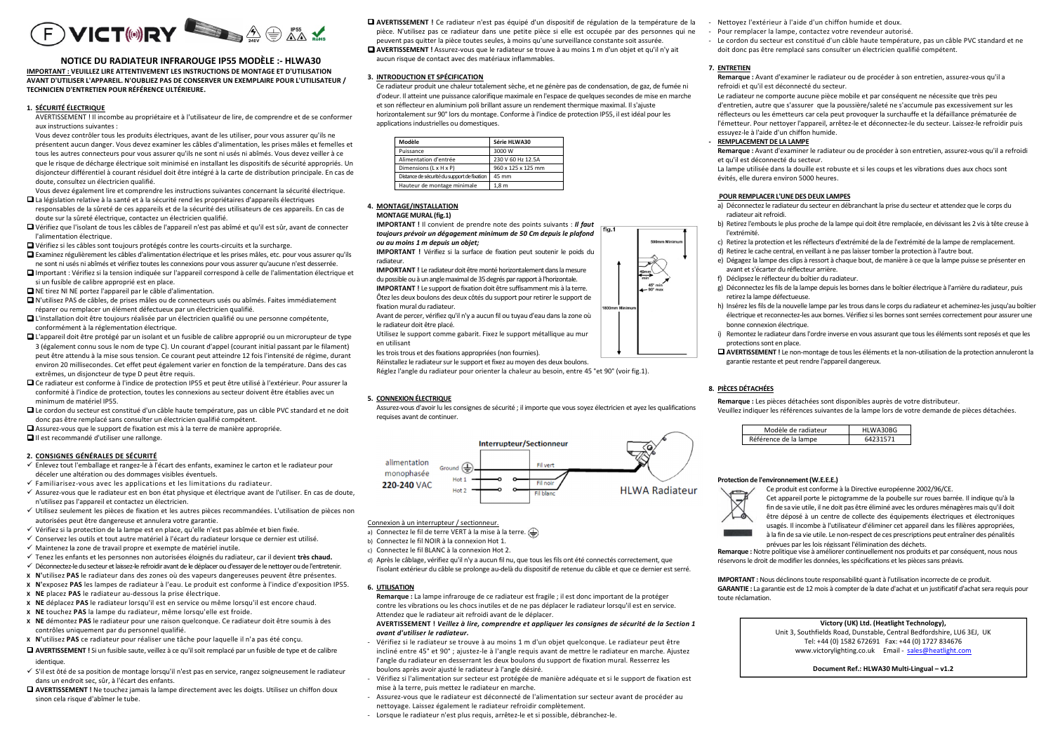# NOTICE DU RADIATEUR INFRAROUGE IP55 MODÈLE :- HLWA30

**IMPORTANT : VEUILLEZ LIRE ATTENTIVEMENT LES INSTRUCTIONS DE MONTAGE ET D'UTILISATION AVANT D'UTILISER L'APPAREIL. N'OUBLIEZ PAS DE CONSERVER UN EXEMPLAIRE POUR L'UTILISATEUR / TECHNICIEN D'ENTRETIEN POUR RÉFÉRENCE ULTÉRIEURE.**

## 1. SÉCURITÉ ÉLECTRIQUE

AVERTISSEMENT ! Il incombe au propriétaire et à l'utilisateur de lire, de comprendre et de se conformer aux instructions suivantes :

Vous devez contrôler tous les produits électriques, avant de les utiliser, pour vous assurer qu'ils ne présentent aucun danger. Vous devez examiner les câbles d'alimentation, les prises mâles et femelles et tous les autres connecteurs pour vous assurer qu'ils ne sont ni usés ni abîmés. Vous devez veiller à ce que le risque de décharge électrique soit minimisé en installant les dispositifs de sécurité appropriés. Un disjoncteur différentiel à courant résiduel doit être intégré à la carte de distribution principale. En cas de doute, consultez un électricien qualifié.

Vous devez également lire et comprendre les instructions suivantes concernant la sécurité électrique.

- La législation relative à la santé et à la sécurité rend les propriétaires d'appareils électriques responsables de la sûreté de ces appareils et de la sécurité des utilisateurs de ces appareils. En cas de doute sur la sûreté électrique, contactez un électricien qualifié.
- Vérifiez que l'isolant de tous les câbles de l'appareil n'est pas abîmé et qu'il est sûr, avant de connecter l'alimentation électrique.
- Vérifiez si les câbles sont toujours protégés contre les courts-circuits et la surcharge.
- Examinez régulièrement les câbles d'alimentation électrique et les prises mâles, etc. pour vous assurer qu'ils ne sont ni usés ni abîmés et vérifiez toutes les connexions pour vous assurer qu'aucune n'est desserrée.
- Important : Vérifiez si la tension indiquée sur l'appareil correspond à celle de l'alimentation électrique et si un fusible de calibre approprié est en place.
- NE tirez NI NE portez l'appareil par le câble d'alimentation.
- N'utilisez PAS de câbles, de prises mâles ou de connecteurs usés ou abîmés. Faites immédiatement réparer ou remplacer un élément défectueux par un électricien qualifié.
- L'installation doit être toujours réalisée par un électricien qualifié ou une personne compétente, conformément à la réglementation électrique.
- L'appareil doit être protégé par un isolant et un fusible de calibre approprié ou un microrupteur de type 3 (également connu sous le nom de type C). Un courant d'appel (courant initial passant par le filament) peut être attendu à la mise sous tension. Ce courant peut atteindre 12 fois l'intensité de régime, durant environ 20 millisecondes. Cet effet peut également varier en fonction de la température. Dans des cas extrêmes, un disjoncteur de type D peut être requis.
- Ce radiateur est conforme à l'indice de protection IP55 et peut être utilisé à l'extérieur. Pour assurer la conformité à l'indice de protection, toutes les connexions au secteur doivent être établies avec un minimum de matériel IP55.
- Le cordon du secteur est constitué d'un câble haute température, pas un câble PVC standard et ne doit donc pas être remplacé sans consulter un électricien qualifié compétent.
- Assurez-vous que le support de fixation est mis à la terre de manière appropriée.
- Il est recommandé d'utiliser une rallonge.

## 2. CONSIGNES GÉNÉRALES DE SÉCURITÉ

- ✓ Enlevez tout l'emballage et rangez-le à l'écart des enfants, examinez le carton et le radiateur pour déceler une altération ou des dommages visibles éventuels.
- ✓ Familiarisez-vous avec les applications et les limitations du radiateur.
- ✓ Assurez-vous que le radiateur est en bon état physique et électrique avant de l'utiliser. En cas de doute, n'utilisez pas l'appareil et contactez un électricien.
- ✓ Utilisez seulement les pièces de fixation et les autres pièces recommandées. L'utilisation de pièces non autorisées peut être dangereuse et annulera votre garantie.
- ✓ Vérifiez si la protection de la lampe est en place, qu'elle n'est pas abîmée et bien fixée.
- ✓ Conservez les outils et tout autre matériel à l'écart du radiateur lorsque ce dernier est utilisé.
- ✓ Maintenez la zone de travail propre et exempte de matériel inutile.
- ✓ Tenez les enfants et les personnes non autorisées éloignés du radiateur, car il devient **très chaud.**
- ✓ Déconnectez-le du secteur et laissez-le refroidir avant de le déplacer ou d'essayer de le nettoyer ou de l'entretenir.
- x **N'**utilisez **PAS** le radiateur dans des zones où des vapeurs dangereuses peuvent être présentes.
- x **N'**exposez **PAS** les lampes de radiateur à l'eau. Le produit est conforme à l'indice d'exposition IP55.
- x **NE** placez **PAS** le radiateur au-dessous la prise électrique.
- x **NE** déplacez **PAS** le radiateur lorsqu'il est en service ou même lorsqu'il est encore chaud.
- x **NE** touchez **PAS** la lampe du radiateur, même lorsqu'elle est froide.
- x **NE** démontez **PAS** le radiateur pour une raison quelconque. Ce radiateur doit être soumis à des contrôles uniquement par du personnel qualifié.
- x **N'**utilisez **PAS** ce radiateur pour réaliser une tâche pour laquelle il n'a pas été conçu.
- **AVERTISSEMENT !** Si un fusible saute, veillez à ce qu'il soit remplacé par un fusible de type et de calibre identique.
- ✓ S'il est ôté de sa position de montage lorsqu'il n'est pas en service, rangez soigneusement le radiateur dans un endroit sec, sûr, à l'écart des enfants.
- **AVERTISSEMENT !** Ne touchez jamais la lampe directement avec les doigts. Utilisez un chiffon doux sinon cela risque d'abîmer le tube.
- **AVERTISSEMENT !** Ce radiateur n'est pas équipé d'un dispositif de régulation de la température de la pièce. N'utilisez pas ce radiateur dans une petite pièce si elle est occupée par des personnes qui ne peuvent pas quitter la pièce toutes seules, à moins qu'une surveillance constante soit assurée.
- **AVERTISSEMENT !** Assurez-vous que le radiateur se trouve à au moins 1 m d'un objet et qu'il n'y ait aucun risque de contact avec des matériaux inflammables.

## 3. INTRODUCTION ET SPÉCIFICATION

Ce radiateur produit une chaleur totalement sèche, et ne génère pas de condensation, de gaz, de fumée ni d'odeur. Il atteint une puissance calorifique maximale en l'espace de quelques secondes de mise en marche et son réflecteur en aluminium poli brillant assure un rendement thermique maximal. Il s'ajuste horizontalement sur 90° lors du montage. Conforme à l'indice de protection IP55, il est idéal pour les applications industrielles ou domestiques.

| Modèle | Série HLWA30 |
|---|---|
| Puissance | 3000 W |
| Alimentation d'entrée | 230 V 60 Hz 12.5A |
| Dimensions (L x H x P) | 960 x 125 x 125 mm |
| Distance de sécurité du support de fixation | 45 mm |
| Hauteur de montage minimale | 1,8 m |

## 4. MONTAGE/INSTALLATION

**MONTAGE MURAL (fig.1)**

**IMPORTANT !** Il convient de prendre note des points suivants : ***Il faut toujours prévoir un dégagement minimum de 50 Cm depuis le plafond ou au moins 1 m depuis un objet;***

**IMPORTANT !** Vérifiez si la surface de fixation peut soutenir le poids du radiateur.

**IMPORTANT !** Le radiateur doit être monté horizontalement dans la mesure du possible ou à un angle maximal de 35 degrés par rapport à l'horizontale.

**IMPORTANT !** Le support de fixation doit être suffisamment mis à la terre.

Ôtez les deux boulons des deux côtés du support pour retirer le support de fixation mural du radiateur.

Avant de percer, vérifiez qu'il n'y a aucun fil ou tuyau d'eau dans la zone où le radiateur doit être placé.

Utilisez le support comme gabarit. Fixez le support métallique au mur en utilisant les trois trous et des fixations appropriées (non fournies).

Réinstallez le radiateur sur le support et fixez au moyen des deux boulons.

Réglez l'angle du radiateur pour orienter la chaleur au besoin, entre 45 °et 90° (voir fig.1).

fig.1
500mm Minimum
40mm min
45° min
90° max
1800mm Minimum

## 5. CONNEXION ÉLECTRIQUE

Assurez-vous d'avoir lu les consignes de sécurité ; il importe que vous soyez électricien et ayez les qualifications requises avant de continuer.

Interrupteur/Sectionneur
alimentation monophasée 220-240 VAC
Ground
Hot 1
Hot 2
Fil vert
Fil noir
Fil blanc
HLWA Radiateur

Connexion à un interrupteur / sectionneur.

a) Connectez le fil de terre VERT à la mise à la terre.
b) Connectez le fil NOIR à la connexion Hot 1.
c) Connectez le fil BLANC à la connexion Hot 2.
d) Après le câblage, vérifiez qu'il n'y a aucun fil nu, que tous les fils ont été connectés correctement, que l'extérieur du câble se prolonge au-delà du dispositif de retenue du câble et que ce dernier est serré.

## 6. UTILISATION

**Remarque :** La lampe infrarouge de ce radiateur est fragile ; il est donc important de la protéger contre les vibrations ou les chocs inutiles et de ne pas déplacer le radiateur lorsqu'il est en service. Attendez que le radiateur ait refroidi avant de le déplacer.

**AVERTISSEMENT !** ***Veillez à lire, comprendre et appliquer les consignes de sécurité de la Section 1 avant d'utiliser le radiateur.***

- Vérifiez si le radiateur se trouve à au moins 1 m d'un objet quelconque. Le radiateur peut être incliné entre 45° et 90° ; ajustez-le à l'angle requis avant de mettre le radiateur en marche. Ajustez l'angle du radiateur en desserrant les deux boulons du support de fixation mural. Resserrez les boulons après avoir ajusté le radiateur à l'angle désiré.
- Vérifiez si l'alimentation sur secteur est protégée de manière adéquate et si le support de fixation est mise à la terre, puis mettez le radiateur en marche.
- Assurez-vous que le radiateur est déconnecté de l'alimentation sur secteur avant de procéder au nettoyage. Laissez également le radiateur refroidir complètement.
- Lorsque le radiateur n'est plus requis, arrêtez-le et si possible, débranchez-le.
- Nettoyez l'extérieur à l'aide d'un chiffon humide et doux.
- Pour remplacer la lampe, contactez votre revendeur autorisé.
- Le cordon du secteur est constitué d'un câble haute température, pas un câble PVC standard et ne doit donc pas être remplacé sans consulter un électricien qualifié compétent.

## 7. ENTRETIEN

**Remarque :** Avant d'examiner le radiateur ou de procéder à son entretien, assurez-vous qu'il a refroidi et qu'il est déconnecté du secteur.

Le radiateur ne comporte aucune pièce mobile et par conséquent ne nécessite que très peu d'entretien, autre que s'assurer que la poussière/saleté ne s'accumule pas excessivement sur les réflecteurs ou les émetteurs car cela peut provoquer la surchauffe et la défaillance prématurée de l'émetteur. Pour nettoyer l'appareil, arrêtez-le et déconnectez-le du secteur. Laissez-le refroidir puis essuyez-le à l'aide d'un chiffon humide.

- **REMPLACEMENT DE LA LAMPE**

**Remarque :** Avant d'examiner le radiateur ou de procéder à son entretien, assurez-vous qu'il a refroidi et qu'il est déconnecté du secteur.

La lampe utilisée dans la douille est robuste et si les coups et les vibrations dues aux chocs sont évités, elle durera environ 5000 heures.

**POUR REMPLACER L'UNE DES DEUX LAMPES**

a) Déconnectez le radiateur du secteur en débranchant la prise du secteur et attendez que le corps du radiateur ait refroidi.
b) Retirez l'embouts le plus proche de la lampe qui doit être remplacée, en dévissant les 2 vis à tête creuse à l'extrémité.
c) Retirez la protection et les réflecteurs d'extrémité de la de l'extrémité de la lampe de remplacement.
d) Retirez le cache central, en veillant à ne pas laisser tomber la protection à l'autre bout.
e) Dégagez la lampe des clips à ressort à chaque bout, de manière à ce que la lampe puisse se présenter en avant et s'écarter du réflecteur arrière.
f) Déclipsez le réflecteur du boîtier du radiateur.
g) Déconnectez les fils de la lampe depuis les bornes dans le boîtier électrique à l'arrière du radiateur, puis retirez la lampe défectueuse.
h) Insérez les fils de la nouvelle lampe par les trous dans le corps du radiateur et acheminez-les jusqu'au boîtier électrique et reconnectez-les aux bornes. Vérifiez si les bornes sont serrées correctement pour assurer une bonne connexion électrique.
i) Remontez le radiateur dans l'ordre inverse en vous assurant que tous les éléments sont reposés et que les protections sont en place.

- **AVERTISSEMENT !** Le non-montage de tous les éléments et la non-utilisation de la protection annuleront la garantie restante et peut rendre l'appareil dangereux.

## 8. PIÈCES DÉTACHÉES

**Remarque :** Les pièces détachées sont disponibles auprès de votre distributeur.

Veuillez indiquer les références suivantes de la lampe lors de votre demande de pièces détachées.

| Modèle de radiateur | HLWA30BG |
|---|---|
| Référence de la lampe | 64231571 |

**Protection de l'environnement (W.E.E.E.)**

Ce produit est conforme à la Directive européenne 2002/96/CE.

Cet appareil porte le pictogramme de la poubelle sur roues barrée. Il indique qu'à la fin de sa vie utile, il ne doit pas être éliminé avec les ordures ménagères mais qu'il doit être déposé à un centre de collecte des équipements électriques et électroniques usagés. Il incombe à l'utilisateur d'éliminer cet appareil dans les filières appropriées, à la fin de sa vie utile. Le non-respect de ces prescriptions peut entraîner des pénalités prévues par les lois régissant l'élimination des déchets.

**Remarque :** Notre politique vise à améliorer continuellement nos produits et par conséquent, nous nous réservons le droit de modifier les données, les spécifications et les pièces sans préavis.

**IMPORTANT :** Nous déclinons toute responsabilité quant à l'utilisation incorrecte de ce produit.

**GARANTIE :** La garantie est de 12 mois à compter de la date d'achat et un justificatif d'achat sera requis pour toute réclamation.

**Victory (UK) Ltd. (Heatlight Technology),**
Unit 3, Southfields Road, Dunstable, Central Bedfordshire, LU6 3EJ, UK
Tel: +44 (0) 1582 672691 Fax: +44 (0) 1727 834676
www.victorylighting.co.uk Email - sales@heatlight.com

**Document Ref.: HLWA30 Multi-Lingual – v1.2**